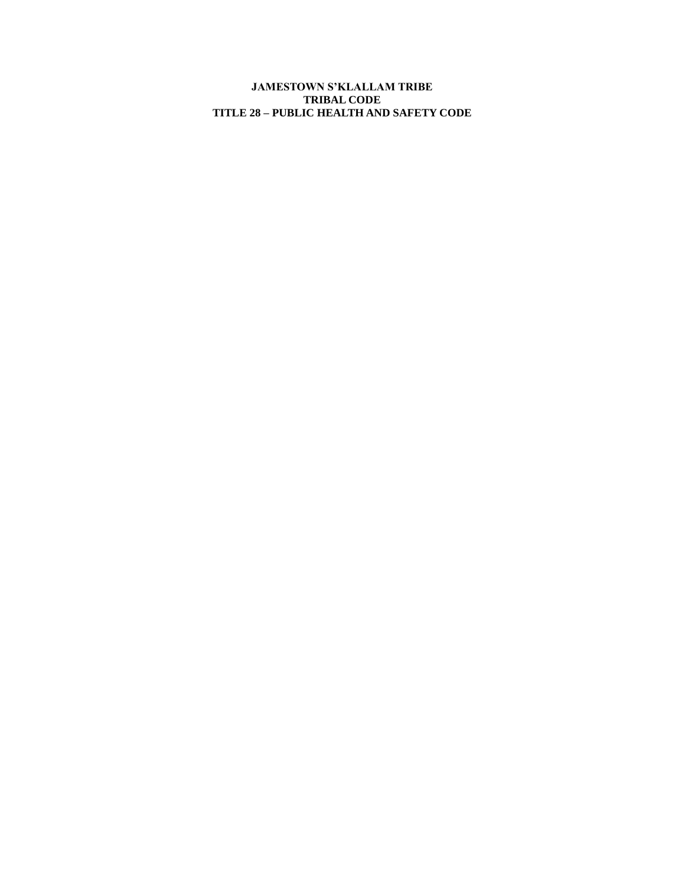# JAMESTOWN S'KLALLAM TRIBE
# TRIBAL CODE
# TITLE 28 – PUBLIC HEALTH AND SAFETY CODE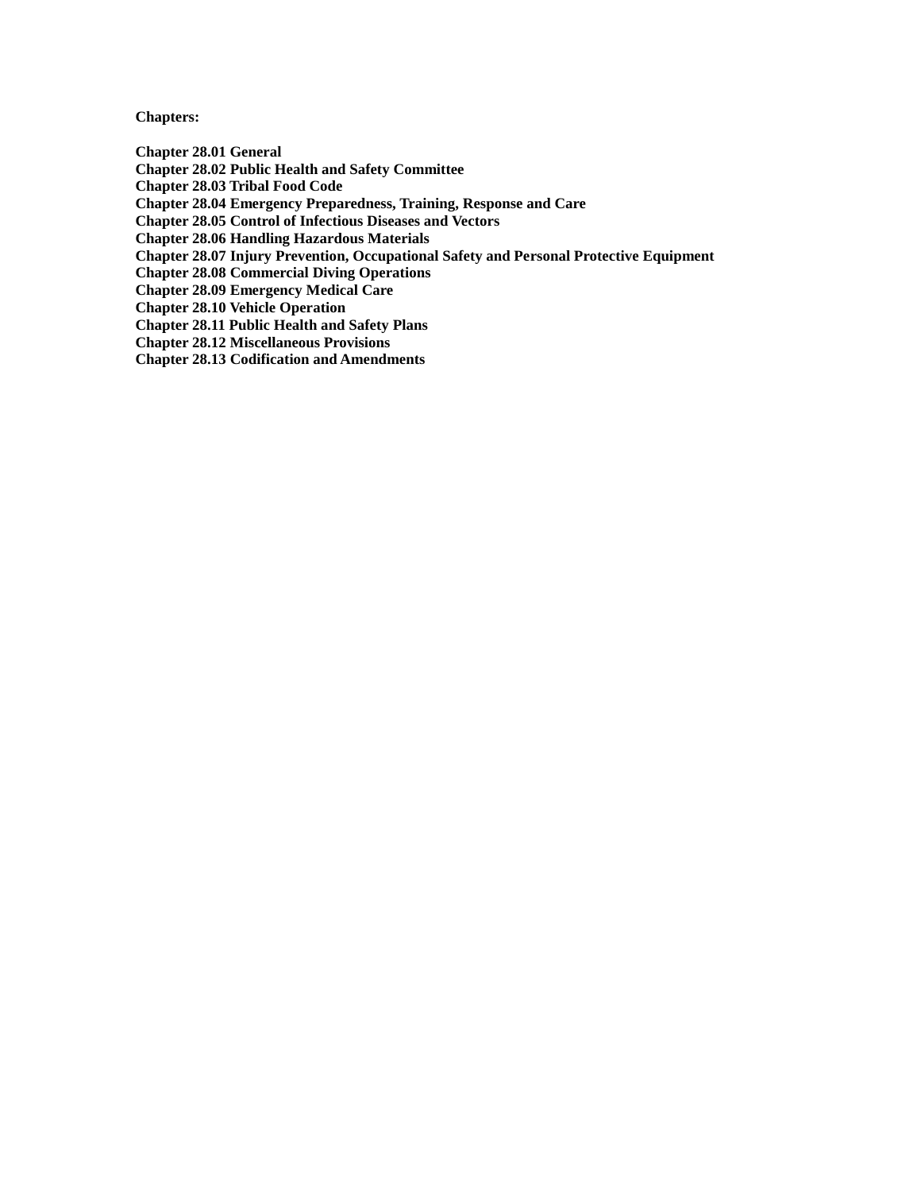**Chapters:**

**Chapter 28.01 General**
**Chapter 28.02 Public Health and Safety Committee**
**Chapter 28.03 Tribal Food Code**
**Chapter 28.04 Emergency Preparedness, Training, Response and Care**
**Chapter 28.05 Control of Infectious Diseases and Vectors**
**Chapter 28.06 Handling Hazardous Materials**
**Chapter 28.07 Injury Prevention, Occupational Safety and Personal Protective Equipment**
**Chapter 28.08 Commercial Diving Operations**
**Chapter 28.09 Emergency Medical Care**
**Chapter 28.10 Vehicle Operation**
**Chapter 28.11 Public Health and Safety Plans**
**Chapter 28.12 Miscellaneous Provisions**
**Chapter 28.13 Codification and Amendments**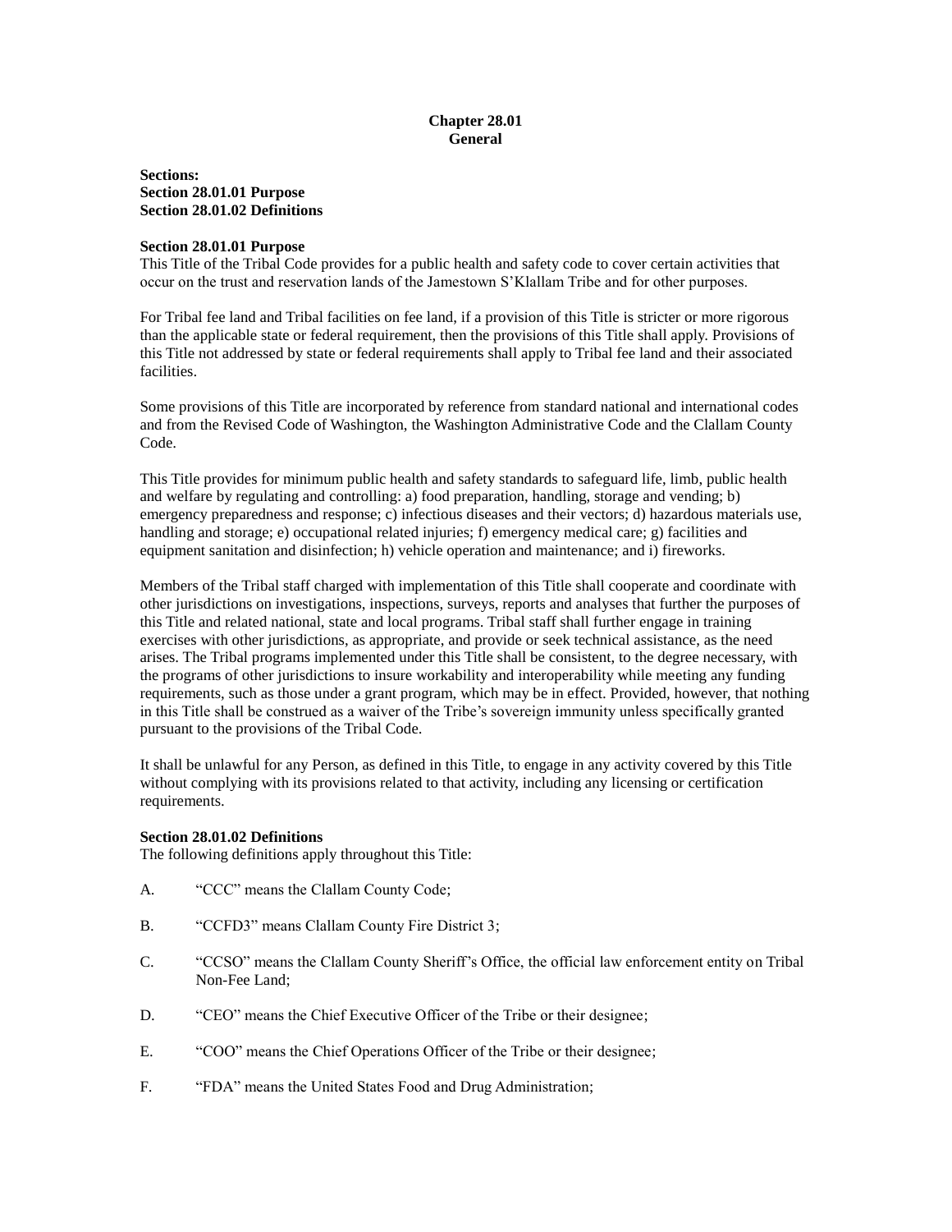## Chapter 28.01
## General

**Sections:**
**Section 28.01.01 Purpose**
**Section 28.01.02 Definitions**

### Section 28.01.01 Purpose

This Title of the Tribal Code provides for a public health and safety code to cover certain activities that occur on the trust and reservation lands of the Jamestown S'Klallam Tribe and for other purposes.

For Tribal fee land and Tribal facilities on fee land, if a provision of this Title is stricter or more rigorous than the applicable state or federal requirement, then the provisions of this Title shall apply. Provisions of this Title not addressed by state or federal requirements shall apply to Tribal fee land and their associated facilities.

Some provisions of this Title are incorporated by reference from standard national and international codes and from the Revised Code of Washington, the Washington Administrative Code and the Clallam County Code.

This Title provides for minimum public health and safety standards to safeguard life, limb, public health and welfare by regulating and controlling: a) food preparation, handling, storage and vending; b) emergency preparedness and response; c) infectious diseases and their vectors; d) hazardous materials use, handling and storage; e) occupational related injuries; f) emergency medical care; g) facilities and equipment sanitation and disinfection; h) vehicle operation and maintenance; and i) fireworks.

Members of the Tribal staff charged with implementation of this Title shall cooperate and coordinate with other jurisdictions on investigations, inspections, surveys, reports and analyses that further the purposes of this Title and related national, state and local programs. Tribal staff shall further engage in training exercises with other jurisdictions, as appropriate, and provide or seek technical assistance, as the need arises. The Tribal programs implemented under this Title shall be consistent, to the degree necessary, with the programs of other jurisdictions to insure workability and interoperability while meeting any funding requirements, such as those under a grant program, which may be in effect. Provided, however, that nothing in this Title shall be construed as a waiver of the Tribe's sovereign immunity unless specifically granted pursuant to the provisions of the Tribal Code.

It shall be unlawful for any Person, as defined in this Title, to engage in any activity covered by this Title without complying with its provisions related to that activity, including any licensing or certification requirements.

### Section 28.01.02 Definitions

The following definitions apply throughout this Title:

A. "CCC" means the Clallam County Code;

B. "CCFD3" means Clallam County Fire District 3;

C. "CCSO" means the Clallam County Sheriff's Office, the official law enforcement entity on Tribal Non-Fee Land;

D. "CEO" means the Chief Executive Officer of the Tribe or their designee;

E. "COO" means the Chief Operations Officer of the Tribe or their designee;

F. "FDA" means the United States Food and Drug Administration;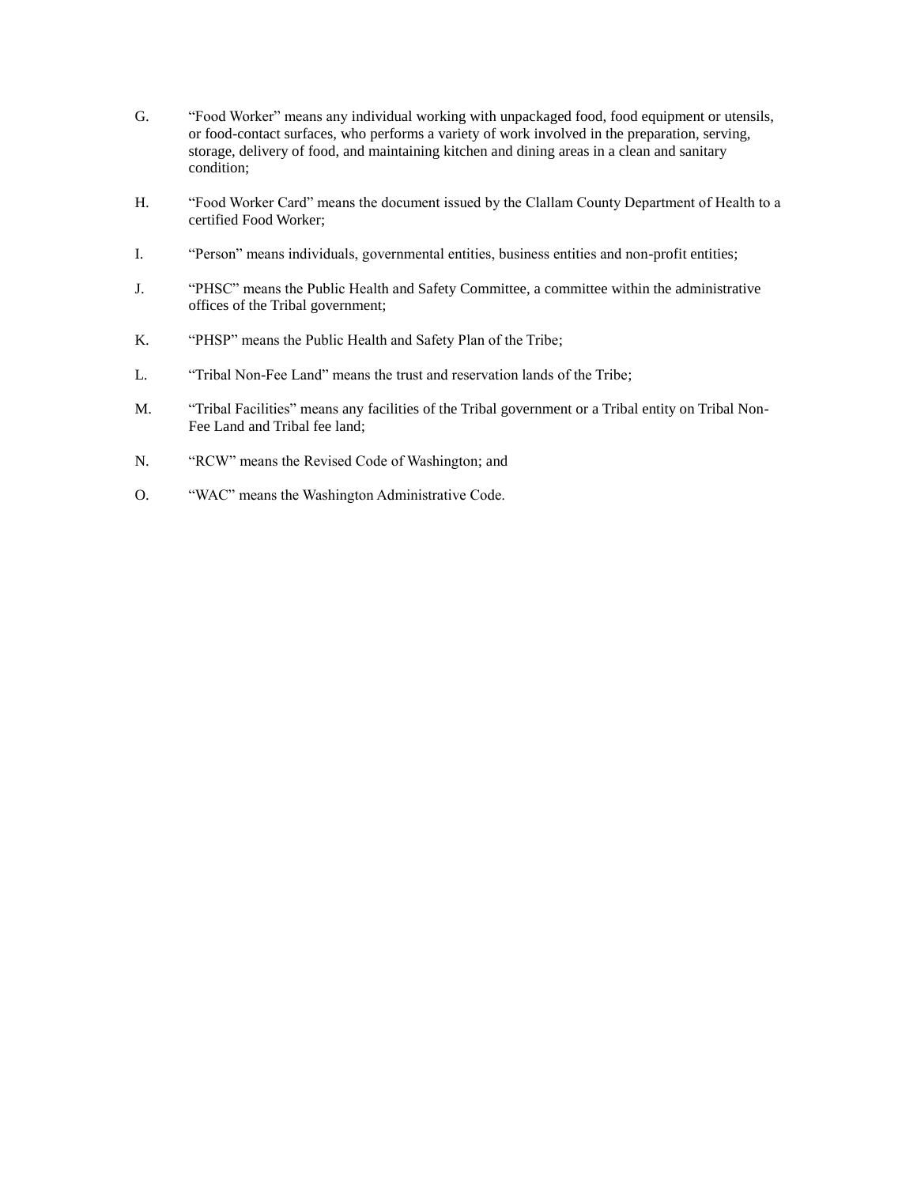G. “Food Worker” means any individual working with unpackaged food, food equipment or utensils, or food-contact surfaces, who performs a variety of work involved in the preparation, serving, storage, delivery of food, and maintaining kitchen and dining areas in a clean and sanitary condition;

H. “Food Worker Card” means the document issued by the Clallam County Department of Health to a certified Food Worker;

I. “Person” means individuals, governmental entities, business entities and non-profit entities;

J. “PHSC” means the Public Health and Safety Committee, a committee within the administrative offices of the Tribal government;

K. “PHSP” means the Public Health and Safety Plan of the Tribe;

L. “Tribal Non-Fee Land” means the trust and reservation lands of the Tribe;

M. “Tribal Facilities” means any facilities of the Tribal government or a Tribal entity on Tribal Non-Fee Land and Tribal fee land;

N. “RCW” means the Revised Code of Washington; and

O. “WAC” means the Washington Administrative Code.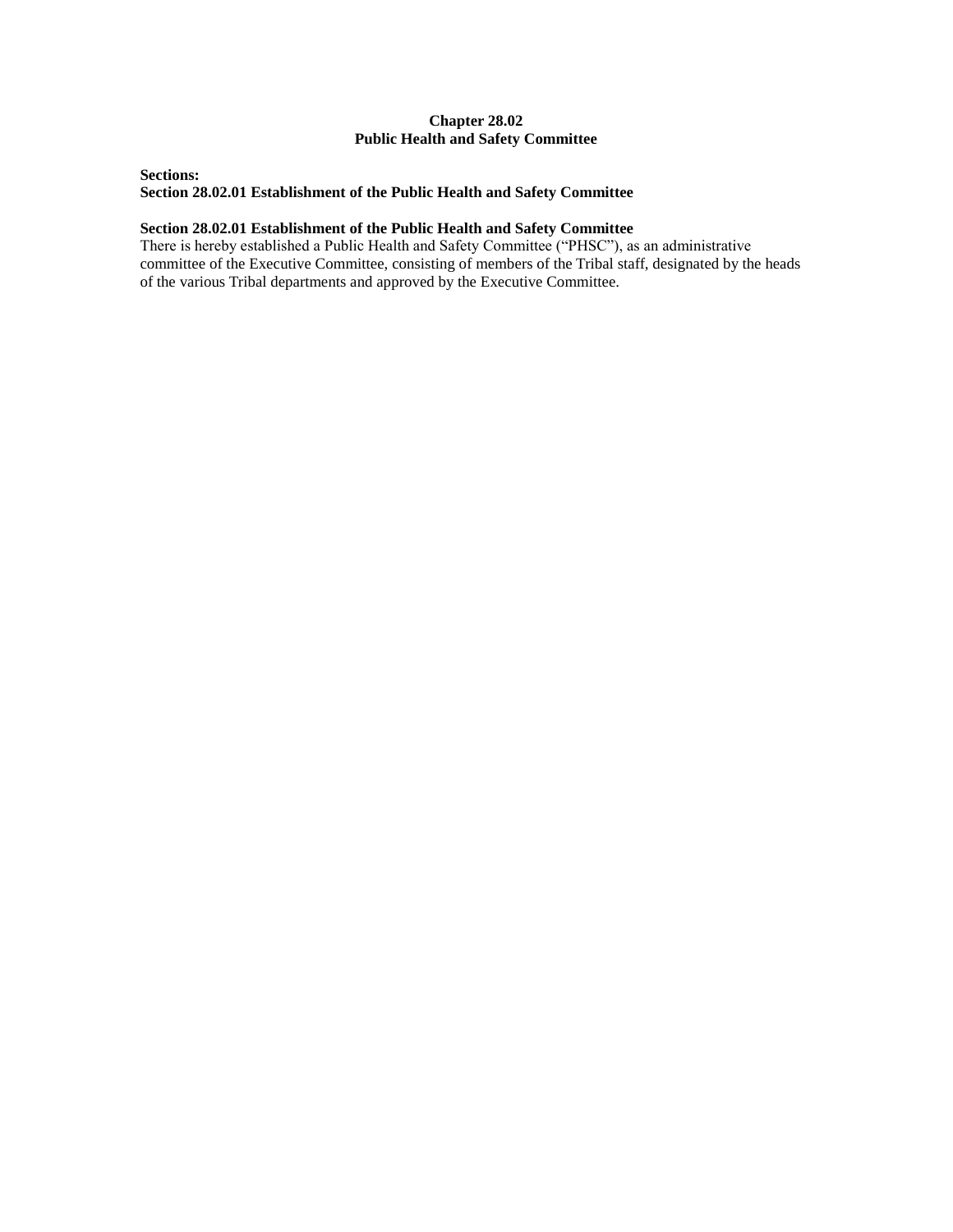# Chapter 28.02
# Public Health and Safety Committee

**Sections:**
**Section 28.02.01 Establishment of the Public Health and Safety Committee**

### Section 28.02.01 Establishment of the Public Health and Safety Committee

There is hereby established a Public Health and Safety Committee ("PHSC"), as an administrative committee of the Executive Committee, consisting of members of the Tribal staff, designated by the heads of the various Tribal departments and approved by the Executive Committee.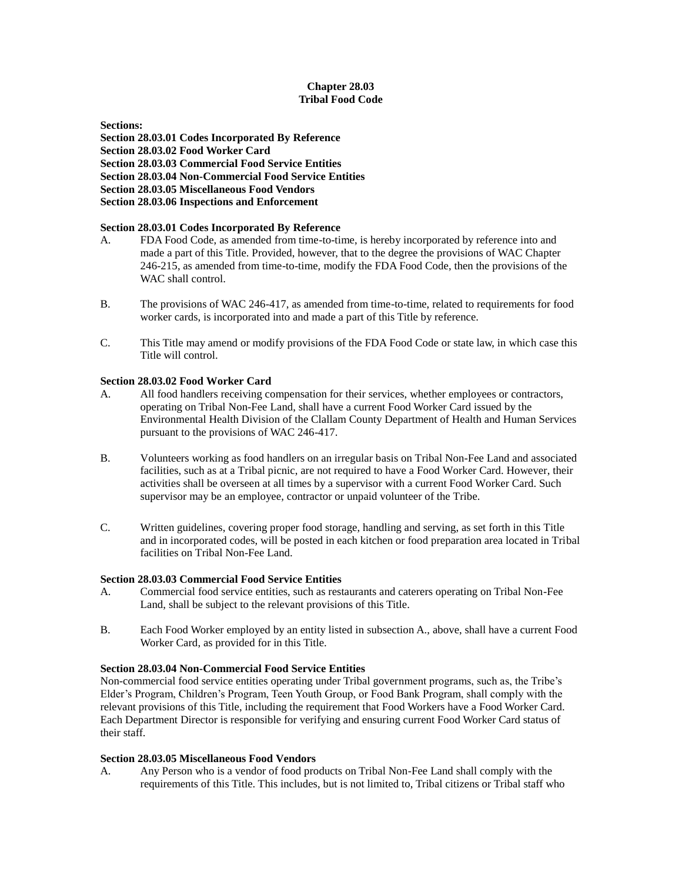**Chapter 28.03**
**Tribal Food Code**

**Sections:**
**Section 28.03.01 Codes Incorporated By Reference**
**Section 28.03.02 Food Worker Card**
**Section 28.03.03 Commercial Food Service Entities**
**Section 28.03.04 Non-Commercial Food Service Entities**
**Section 28.03.05 Miscellaneous Food Vendors**
**Section 28.03.06 Inspections and Enforcement**

**Section 28.03.01 Codes Incorporated By Reference**

A. FDA Food Code, as amended from time-to-time, is hereby incorporated by reference into and made a part of this Title. Provided, however, that to the degree the provisions of WAC Chapter 246-215, as amended from time-to-time, modify the FDA Food Code, then the provisions of the WAC shall control.

B. The provisions of WAC 246-417, as amended from time-to-time, related to requirements for food worker cards, is incorporated into and made a part of this Title by reference.

C. This Title may amend or modify provisions of the FDA Food Code or state law, in which case this Title will control.

**Section 28.03.02 Food Worker Card**

A. All food handlers receiving compensation for their services, whether employees or contractors, operating on Tribal Non-Fee Land, shall have a current Food Worker Card issued by the Environmental Health Division of the Clallam County Department of Health and Human Services pursuant to the provisions of WAC 246-417.

B. Volunteers working as food handlers on an irregular basis on Tribal Non-Fee Land and associated facilities, such as at a Tribal picnic, are not required to have a Food Worker Card. However, their activities shall be overseen at all times by a supervisor with a current Food Worker Card. Such supervisor may be an employee, contractor or unpaid volunteer of the Tribe.

C. Written guidelines, covering proper food storage, handling and serving, as set forth in this Title and in incorporated codes, will be posted in each kitchen or food preparation area located in Tribal facilities on Tribal Non-Fee Land.

**Section 28.03.03 Commercial Food Service Entities**

A. Commercial food service entities, such as restaurants and caterers operating on Tribal Non-Fee Land, shall be subject to the relevant provisions of this Title.

B. Each Food Worker employed by an entity listed in subsection A., above, shall have a current Food Worker Card, as provided for in this Title.

**Section 28.03.04 Non-Commercial Food Service Entities**

Non-commercial food service entities operating under Tribal government programs, such as, the Tribe's Elder's Program, Children's Program, Teen Youth Group, or Food Bank Program, shall comply with the relevant provisions of this Title, including the requirement that Food Workers have a Food Worker Card. Each Department Director is responsible for verifying and ensuring current Food Worker Card status of their staff.

**Section 28.03.05 Miscellaneous Food Vendors**

A. Any Person who is a vendor of food products on Tribal Non-Fee Land shall comply with the requirements of this Title. This includes, but is not limited to, Tribal citizens or Tribal staff who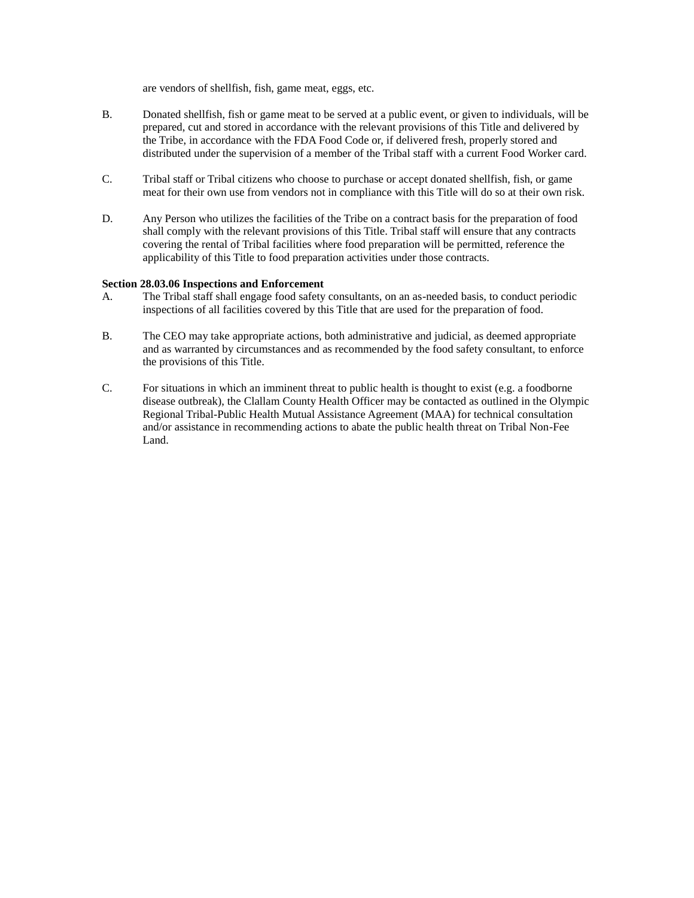are vendors of shellfish, fish, game meat, eggs, etc.

B. Donated shellfish, fish or game meat to be served at a public event, or given to individuals, will be prepared, cut and stored in accordance with the relevant provisions of this Title and delivered by the Tribe, in accordance with the FDA Food Code or, if delivered fresh, properly stored and distributed under the supervision of a member of the Tribal staff with a current Food Worker card.

C. Tribal staff or Tribal citizens who choose to purchase or accept donated shellfish, fish, or game meat for their own use from vendors not in compliance with this Title will do so at their own risk.

D. Any Person who utilizes the facilities of the Tribe on a contract basis for the preparation of food shall comply with the relevant provisions of this Title. Tribal staff will ensure that any contracts covering the rental of Tribal facilities where food preparation will be permitted, reference the applicability of this Title to food preparation activities under those contracts.

**Section 28.03.06 Inspections and Enforcement**

A. The Tribal staff shall engage food safety consultants, on an as-needed basis, to conduct periodic inspections of all facilities covered by this Title that are used for the preparation of food.

B. The CEO may take appropriate actions, both administrative and judicial, as deemed appropriate and as warranted by circumstances and as recommended by the food safety consultant, to enforce the provisions of this Title.

C. For situations in which an imminent threat to public health is thought to exist (e.g. a foodborne disease outbreak), the Clallam County Health Officer may be contacted as outlined in the Olympic Regional Tribal-Public Health Mutual Assistance Agreement (MAA) for technical consultation and/or assistance in recommending actions to abate the public health threat on Tribal Non-Fee Land.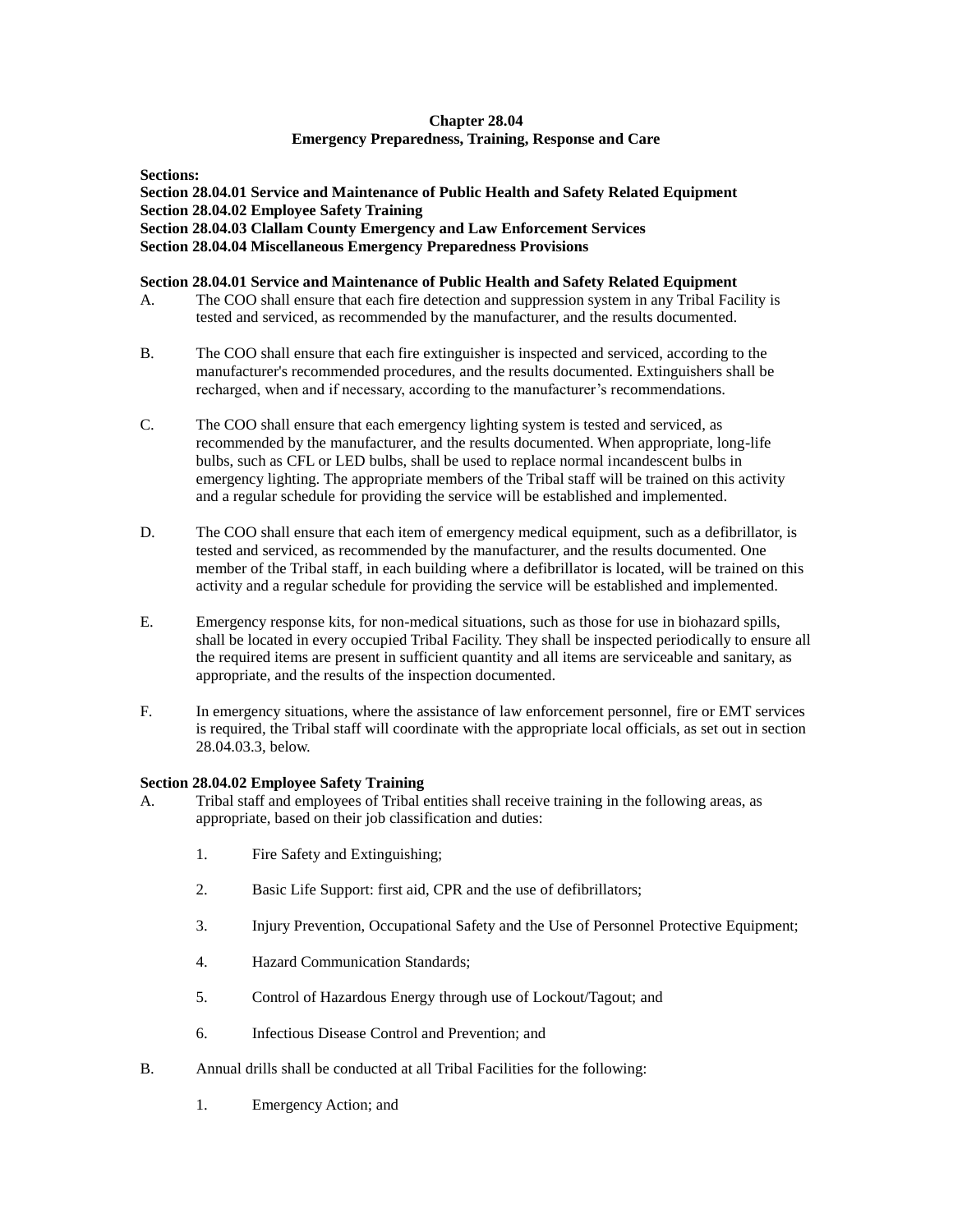# Chapter 28.04
## Emergency Preparedness, Training, Response and Care

**Sections:**
**Section 28.04.01 Service and Maintenance of Public Health and Safety Related Equipment**
**Section 28.04.02 Employee Safety Training**
**Section 28.04.03 Clallam County Emergency and Law Enforcement Services**
**Section 28.04.04 Miscellaneous Emergency Preparedness Provisions**

### Section 28.04.01 Service and Maintenance of Public Health and Safety Related Equipment

A. The COO shall ensure that each fire detection and suppression system in any Tribal Facility is tested and serviced, as recommended by the manufacturer, and the results documented.

B. The COO shall ensure that each fire extinguisher is inspected and serviced, according to the manufacturer's recommended procedures, and the results documented. Extinguishers shall be recharged, when and if necessary, according to the manufacturer's recommendations.

C. The COO shall ensure that each emergency lighting system is tested and serviced, as recommended by the manufacturer, and the results documented. When appropriate, long-life bulbs, such as CFL or LED bulbs, shall be used to replace normal incandescent bulbs in emergency lighting. The appropriate members of the Tribal staff will be trained on this activity and a regular schedule for providing the service will be established and implemented.

D. The COO shall ensure that each item of emergency medical equipment, such as a defibrillator, is tested and serviced, as recommended by the manufacturer, and the results documented. One member of the Tribal staff, in each building where a defibrillator is located, will be trained on this activity and a regular schedule for providing the service will be established and implemented.

E. Emergency response kits, for non-medical situations, such as those for use in biohazard spills, shall be located in every occupied Tribal Facility. They shall be inspected periodically to ensure all the required items are present in sufficient quantity and all items are serviceable and sanitary, as appropriate, and the results of the inspection documented.

F. In emergency situations, where the assistance of law enforcement personnel, fire or EMT services is required, the Tribal staff will coordinate with the appropriate local officials, as set out in section 28.04.03.3, below.

### Section 28.04.02 Employee Safety Training

A. Tribal staff and employees of Tribal entities shall receive training in the following areas, as appropriate, based on their job classification and duties:

1. Fire Safety and Extinguishing;
2. Basic Life Support: first aid, CPR and the use of defibrillators;
3. Injury Prevention, Occupational Safety and the Use of Personnel Protective Equipment;
4. Hazard Communication Standards;
5. Control of Hazardous Energy through use of Lockout/Tagout; and
6. Infectious Disease Control and Prevention; and

B. Annual drills shall be conducted at all Tribal Facilities for the following:

1. Emergency Action; and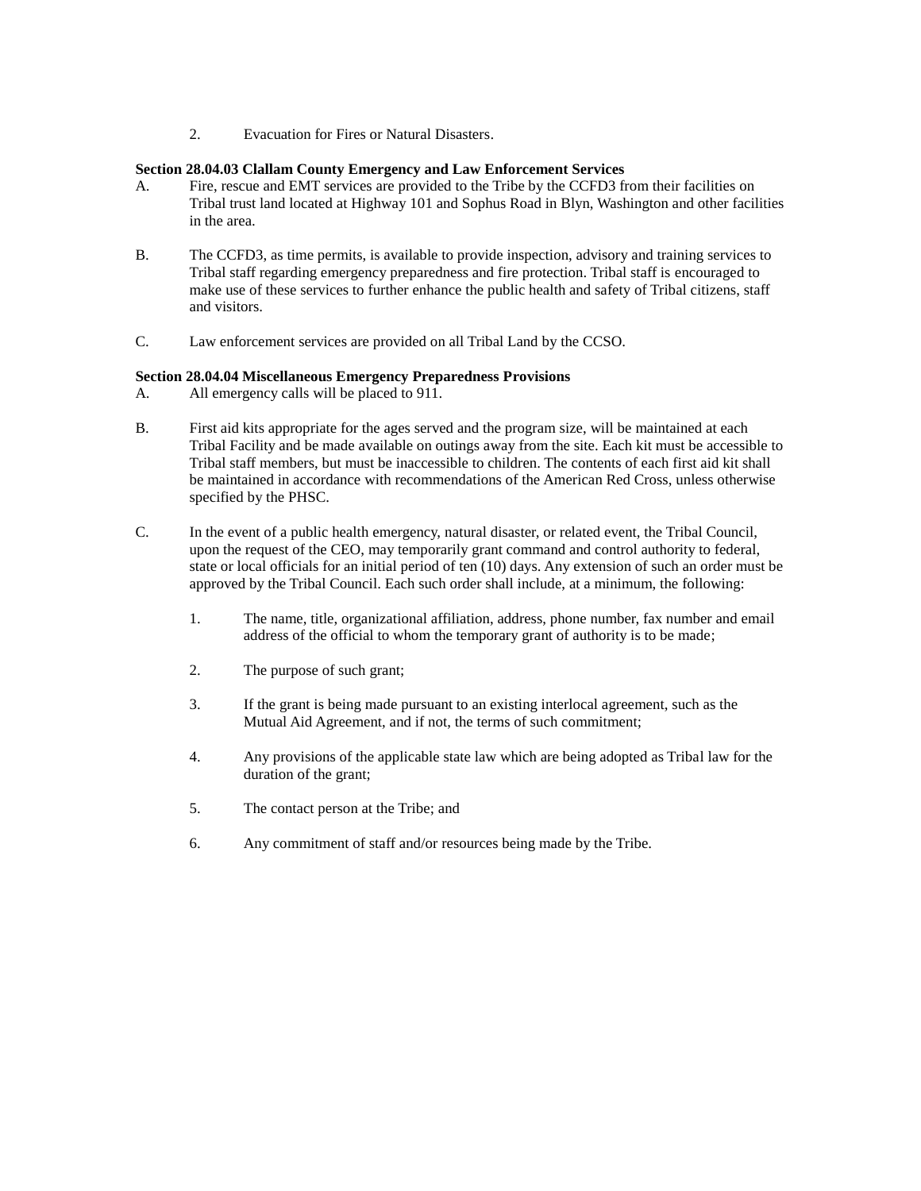2. Evacuation for Fires or Natural Disasters.

**Section 28.04.03 Clallam County Emergency and Law Enforcement Services**

A. Fire, rescue and EMT services are provided to the Tribe by the CCFD3 from their facilities on Tribal trust land located at Highway 101 and Sophus Road in Blyn, Washington and other facilities in the area.

B. The CCFD3, as time permits, is available to provide inspection, advisory and training services to Tribal staff regarding emergency preparedness and fire protection. Tribal staff is encouraged to make use of these services to further enhance the public health and safety of Tribal citizens, staff and visitors.

C. Law enforcement services are provided on all Tribal Land by the CCSO.

**Section 28.04.04 Miscellaneous Emergency Preparedness Provisions**

A. All emergency calls will be placed to 911.

B. First aid kits appropriate for the ages served and the program size, will be maintained at each Tribal Facility and be made available on outings away from the site. Each kit must be accessible to Tribal staff members, but must be inaccessible to children. The contents of each first aid kit shall be maintained in accordance with recommendations of the American Red Cross, unless otherwise specified by the PHSC.

C. In the event of a public health emergency, natural disaster, or related event, the Tribal Council, upon the request of the CEO, may temporarily grant command and control authority to federal, state or local officials for an initial period of ten (10) days. Any extension of such an order must be approved by the Tribal Council. Each such order shall include, at a minimum, the following:

1. The name, title, organizational affiliation, address, phone number, fax number and email address of the official to whom the temporary grant of authority is to be made;

2. The purpose of such grant;

3. If the grant is being made pursuant to an existing interlocal agreement, such as the Mutual Aid Agreement, and if not, the terms of such commitment;

4. Any provisions of the applicable state law which are being adopted as Tribal law for the duration of the grant;

5. The contact person at the Tribe; and

6. Any commitment of staff and/or resources being made by the Tribe.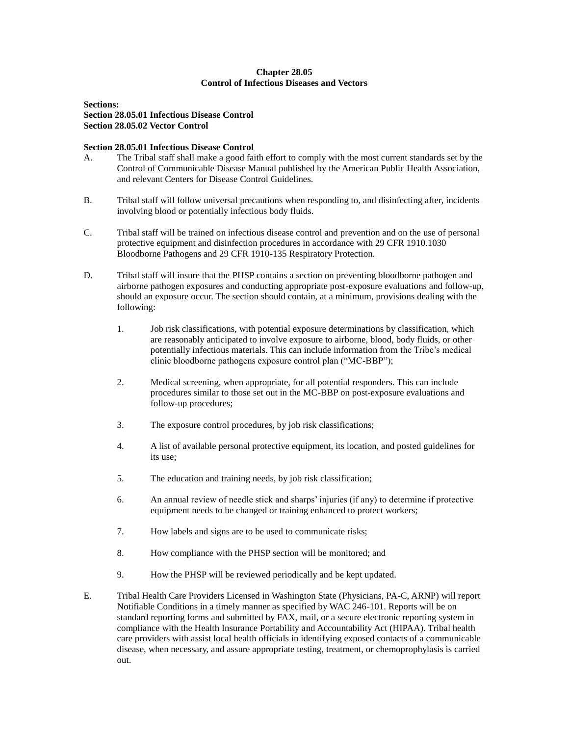## Chapter 28.05
## Control of Infectious Diseases and Vectors

**Sections:**
**Section 28.05.01 Infectious Disease Control**
**Section 28.05.02 Vector Control**

### Section 28.05.01 Infectious Disease Control

A. The Tribal staff shall make a good faith effort to comply with the most current standards set by the Control of Communicable Disease Manual published by the American Public Health Association, and relevant Centers for Disease Control Guidelines.

B. Tribal staff will follow universal precautions when responding to, and disinfecting after, incidents involving blood or potentially infectious body fluids.

C. Tribal staff will be trained on infectious disease control and prevention and on the use of personal protective equipment and disinfection procedures in accordance with 29 CFR 1910.1030 Bloodborne Pathogens and 29 CFR 1910-135 Respiratory Protection.

D. Tribal staff will insure that the PHSP contains a section on preventing bloodborne pathogen and airborne pathogen exposures and conducting appropriate post-exposure evaluations and follow-up, should an exposure occur. The section should contain, at a minimum, provisions dealing with the following:

   1. Job risk classifications, with potential exposure determinations by classification, which are reasonably anticipated to involve exposure to airborne, blood, body fluids, or other potentially infectious materials. This can include information from the Tribe's medical clinic bloodborne pathogens exposure control plan ("MC-BBP");

   2. Medical screening, when appropriate, for all potential responders. This can include procedures similar to those set out in the MC-BBP on post-exposure evaluations and follow-up procedures;

   3. The exposure control procedures, by job risk classifications;

   4. A list of available personal protective equipment, its location, and posted guidelines for its use;

   5. The education and training needs, by job risk classification;

   6. An annual review of needle stick and sharps' injuries (if any) to determine if protective equipment needs to be changed or training enhanced to protect workers;

   7. How labels and signs are to be used to communicate risks;

   8. How compliance with the PHSP section will be monitored; and

   9. How the PHSP will be reviewed periodically and be kept updated.

E. Tribal Health Care Providers Licensed in Washington State (Physicians, PA-C, ARNP) will report Notifiable Conditions in a timely manner as specified by WAC 246-101. Reports will be on standard reporting forms and submitted by FAX, mail, or a secure electronic reporting system in compliance with the Health Insurance Portability and Accountability Act (HIPAA). Tribal health care providers with assist local health officials in identifying exposed contacts of a communicable disease, when necessary, and assure appropriate testing, treatment, or chemoprophylasis is carried out.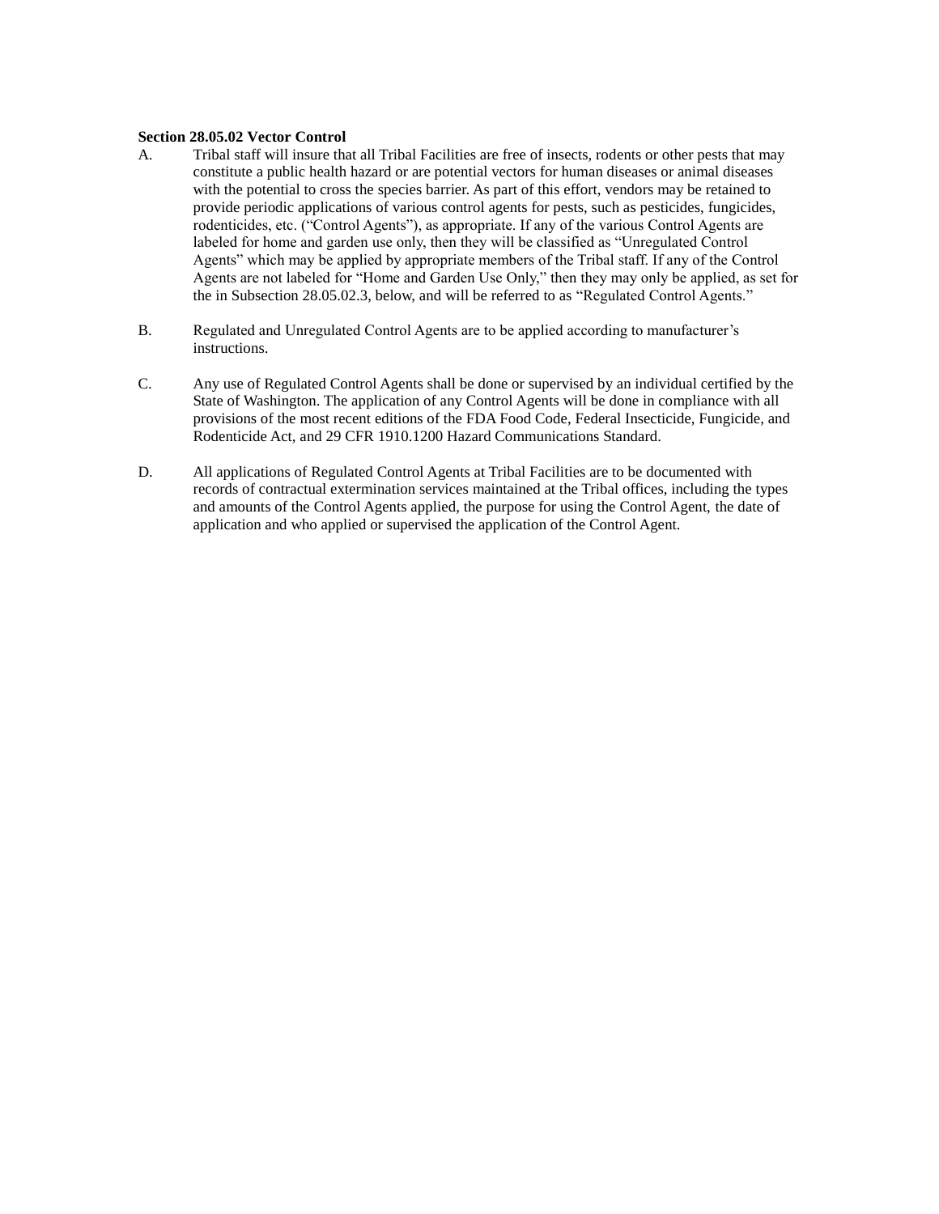**Section 28.05.02 Vector Control**

A. Tribal staff will insure that all Tribal Facilities are free of insects, rodents or other pests that may constitute a public health hazard or are potential vectors for human diseases or animal diseases with the potential to cross the species barrier. As part of this effort, vendors may be retained to provide periodic applications of various control agents for pests, such as pesticides, fungicides, rodenticides, etc. ("Control Agents"), as appropriate. If any of the various Control Agents are labeled for home and garden use only, then they will be classified as "Unregulated Control Agents" which may be applied by appropriate members of the Tribal staff. If any of the Control Agents are not labeled for "Home and Garden Use Only," then they may only be applied, as set for the in Subsection 28.05.02.3, below, and will be referred to as "Regulated Control Agents."

B. Regulated and Unregulated Control Agents are to be applied according to manufacturer's instructions.

C. Any use of Regulated Control Agents shall be done or supervised by an individual certified by the State of Washington. The application of any Control Agents will be done in compliance with all provisions of the most recent editions of the FDA Food Code, Federal Insecticide, Fungicide, and Rodenticide Act, and 29 CFR 1910.1200 Hazard Communications Standard.

D. All applications of Regulated Control Agents at Tribal Facilities are to be documented with records of contractual extermination services maintained at the Tribal offices, including the types and amounts of the Control Agents applied, the purpose for using the Control Agent, the date of application and who applied or supervised the application of the Control Agent.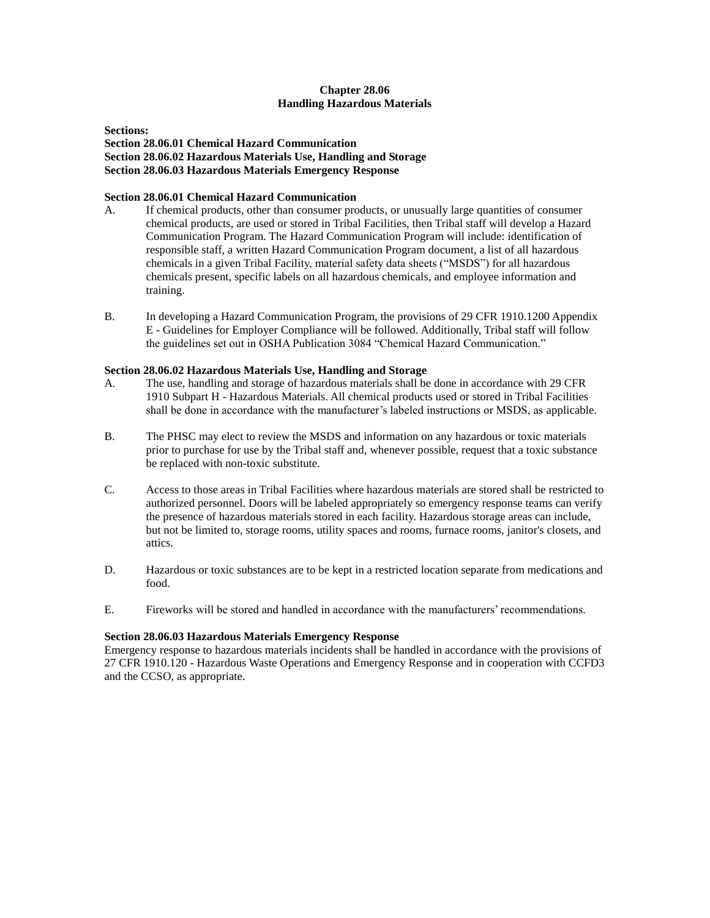# Chapter 28.06
# Handling Hazardous Materials

**Sections:**
**Section 28.06.01 Chemical Hazard Communication**
**Section 28.06.02 Hazardous Materials Use, Handling and Storage**
**Section 28.06.03 Hazardous Materials Emergency Response**

## Section 28.06.01 Chemical Hazard Communication

A. If chemical products, other than consumer products, or unusually large quantities of consumer chemical products, are used or stored in Tribal Facilities, then Tribal staff will develop a Hazard Communication Program. The Hazard Communication Program will include: identification of responsible staff, a written Hazard Communication Program document, a list of all hazardous chemicals in a given Tribal Facility, material safety data sheets ("MSDS") for all hazardous chemicals present, specific labels on all hazardous chemicals, and employee information and training.

B. In developing a Hazard Communication Program, the provisions of 29 CFR 1910.1200 Appendix E - Guidelines for Employer Compliance will be followed. Additionally, Tribal staff will follow the guidelines set out in OSHA Publication 3084 "Chemical Hazard Communication."

## Section 28.06.02 Hazardous Materials Use, Handling and Storage

A. The use, handling and storage of hazardous materials shall be done in accordance with 29 CFR 1910 Subpart H - Hazardous Materials. All chemical products used or stored in Tribal Facilities shall be done in accordance with the manufacturer's labeled instructions or MSDS, as applicable.

B. The PHSC may elect to review the MSDS and information on any hazardous or toxic materials prior to purchase for use by the Tribal staff and, whenever possible, request that a toxic substance be replaced with non-toxic substitute.

C. Access to those areas in Tribal Facilities where hazardous materials are stored shall be restricted to authorized personnel. Doors will be labeled appropriately so emergency response teams can verify the presence of hazardous materials stored in each facility. Hazardous storage areas can include, but not be limited to, storage rooms, utility spaces and rooms, furnace rooms, janitor's closets, and attics.

D. Hazardous or toxic substances are to be kept in a restricted location separate from medications and food.

E. Fireworks will be stored and handled in accordance with the manufacturers' recommendations.

## Section 28.06.03 Hazardous Materials Emergency Response

Emergency response to hazardous materials incidents shall be handled in accordance with the provisions of 27 CFR 1910.120 - Hazardous Waste Operations and Emergency Response and in cooperation with CCFD3 and the CCSO, as appropriate.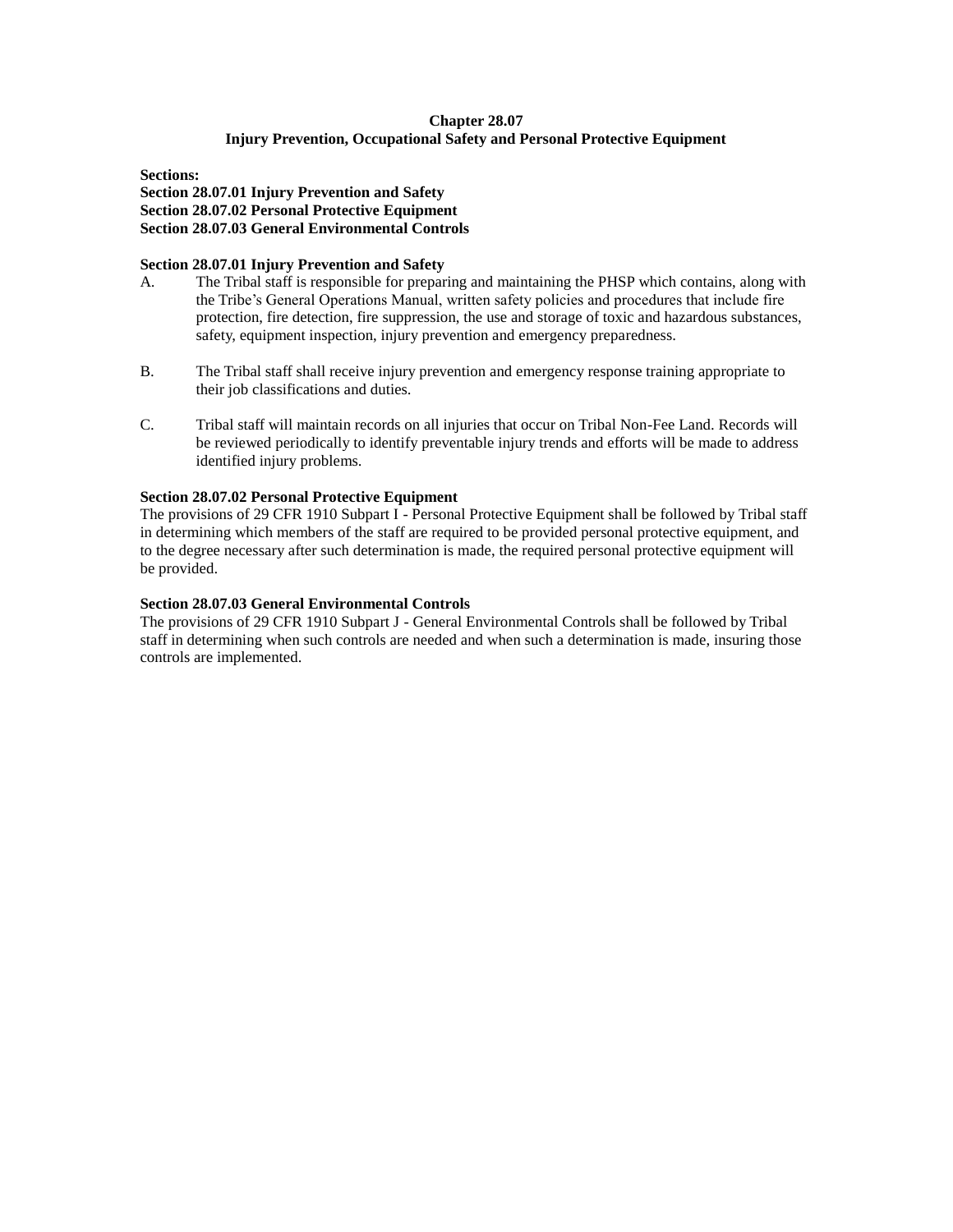## Chapter 28.07
## Injury Prevention, Occupational Safety and Personal Protective Equipment

**Sections:**
**Section 28.07.01 Injury Prevention and Safety**
**Section 28.07.02 Personal Protective Equipment**
**Section 28.07.03 General Environmental Controls**

### Section 28.07.01 Injury Prevention and Safety

A. The Tribal staff is responsible for preparing and maintaining the PHSP which contains, along with the Tribe's General Operations Manual, written safety policies and procedures that include fire protection, fire detection, fire suppression, the use and storage of toxic and hazardous substances, safety, equipment inspection, injury prevention and emergency preparedness.

B. The Tribal staff shall receive injury prevention and emergency response training appropriate to their job classifications and duties.

C. Tribal staff will maintain records on all injuries that occur on Tribal Non-Fee Land. Records will be reviewed periodically to identify preventable injury trends and efforts will be made to address identified injury problems.

### Section 28.07.02 Personal Protective Equipment

The provisions of 29 CFR 1910 Subpart I - Personal Protective Equipment shall be followed by Tribal staff in determining which members of the staff are required to be provided personal protective equipment, and to the degree necessary after such determination is made, the required personal protective equipment will be provided.

### Section 28.07.03 General Environmental Controls

The provisions of 29 CFR 1910 Subpart J - General Environmental Controls shall be followed by Tribal staff in determining when such controls are needed and when such a determination is made, insuring those controls are implemented.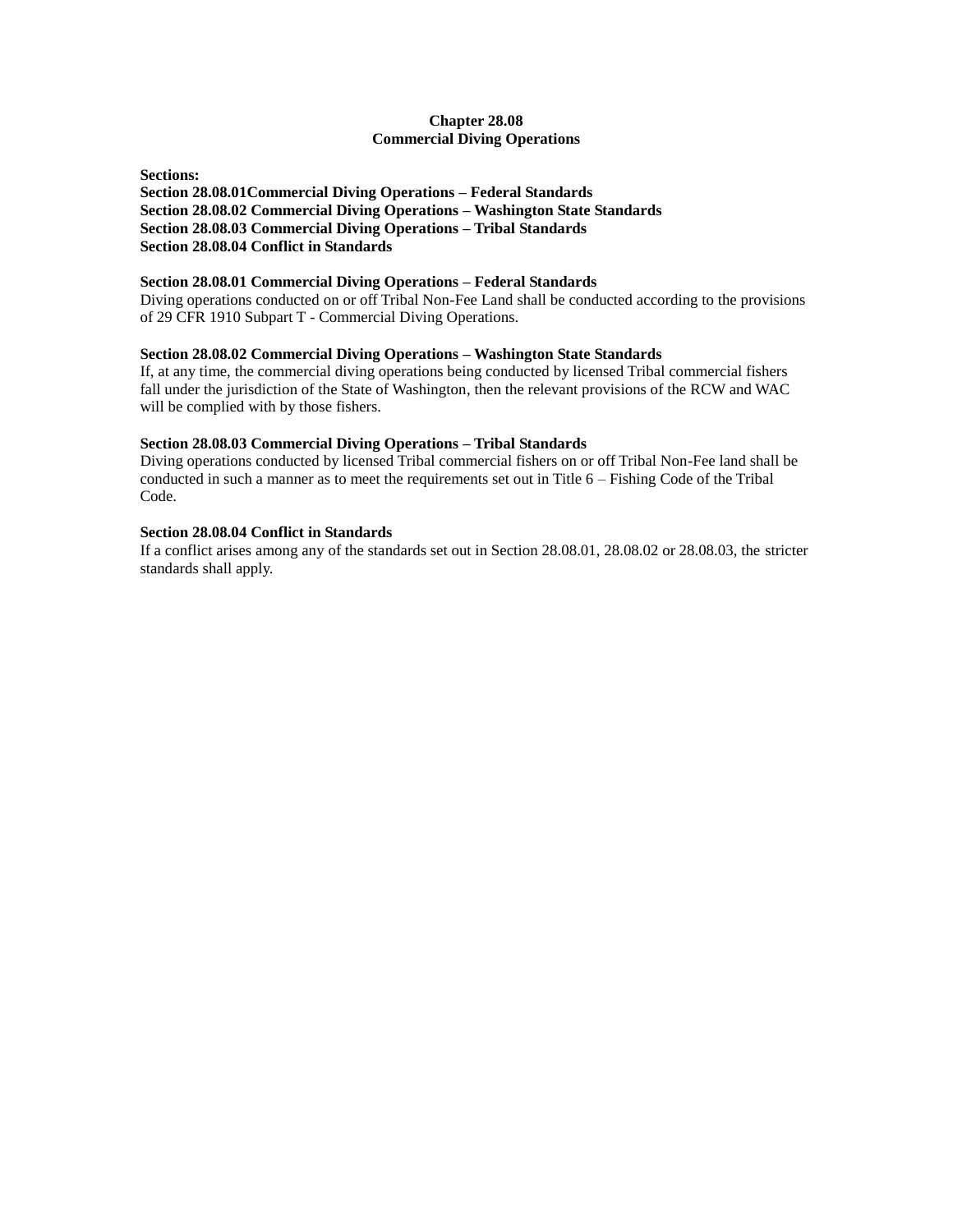# Chapter 28.08
# Commercial Diving Operations

**Sections:**
**Section 28.08.01Commercial Diving Operations – Federal Standards**
**Section 28.08.02 Commercial Diving Operations – Washington State Standards**
**Section 28.08.03 Commercial Diving Operations – Tribal Standards**
**Section 28.08.04 Conflict in Standards**

### Section 28.08.01 Commercial Diving Operations – Federal Standards

Diving operations conducted on or off Tribal Non-Fee Land shall be conducted according to the provisions of 29 CFR 1910 Subpart T - Commercial Diving Operations.

### Section 28.08.02 Commercial Diving Operations – Washington State Standards

If, at any time, the commercial diving operations being conducted by licensed Tribal commercial fishers fall under the jurisdiction of the State of Washington, then the relevant provisions of the RCW and WAC will be complied with by those fishers.

### Section 28.08.03 Commercial Diving Operations – Tribal Standards

Diving operations conducted by licensed Tribal commercial fishers on or off Tribal Non-Fee land shall be conducted in such a manner as to meet the requirements set out in Title 6 – Fishing Code of the Tribal Code.

### Section 28.08.04 Conflict in Standards

If a conflict arises among any of the standards set out in Section 28.08.01, 28.08.02 or 28.08.03, the stricter standards shall apply.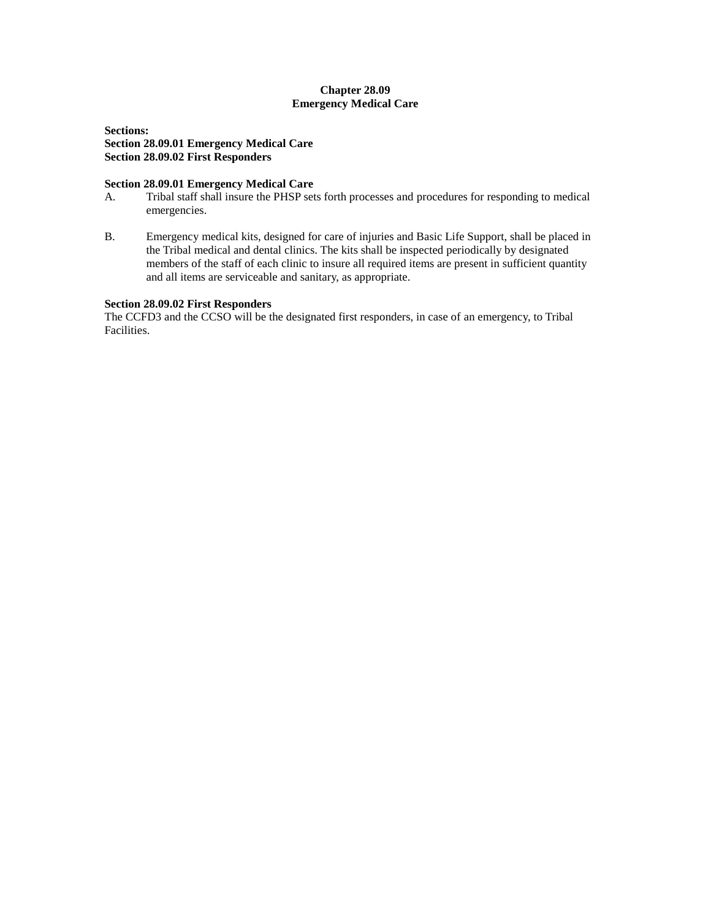# Chapter 28.09
# Emergency Medical Care

**Sections:**
**Section 28.09.01 Emergency Medical Care**
**Section 28.09.02 First Responders**

### Section 28.09.01 Emergency Medical Care

A. Tribal staff shall insure the PHSP sets forth processes and procedures for responding to medical emergencies.

B. Emergency medical kits, designed for care of injuries and Basic Life Support, shall be placed in the Tribal medical and dental clinics. The kits shall be inspected periodically by designated members of the staff of each clinic to insure all required items are present in sufficient quantity and all items are serviceable and sanitary, as appropriate.

### Section 28.09.02 First Responders

The CCFD3 and the CCSO will be the designated first responders, in case of an emergency, to Tribal Facilities.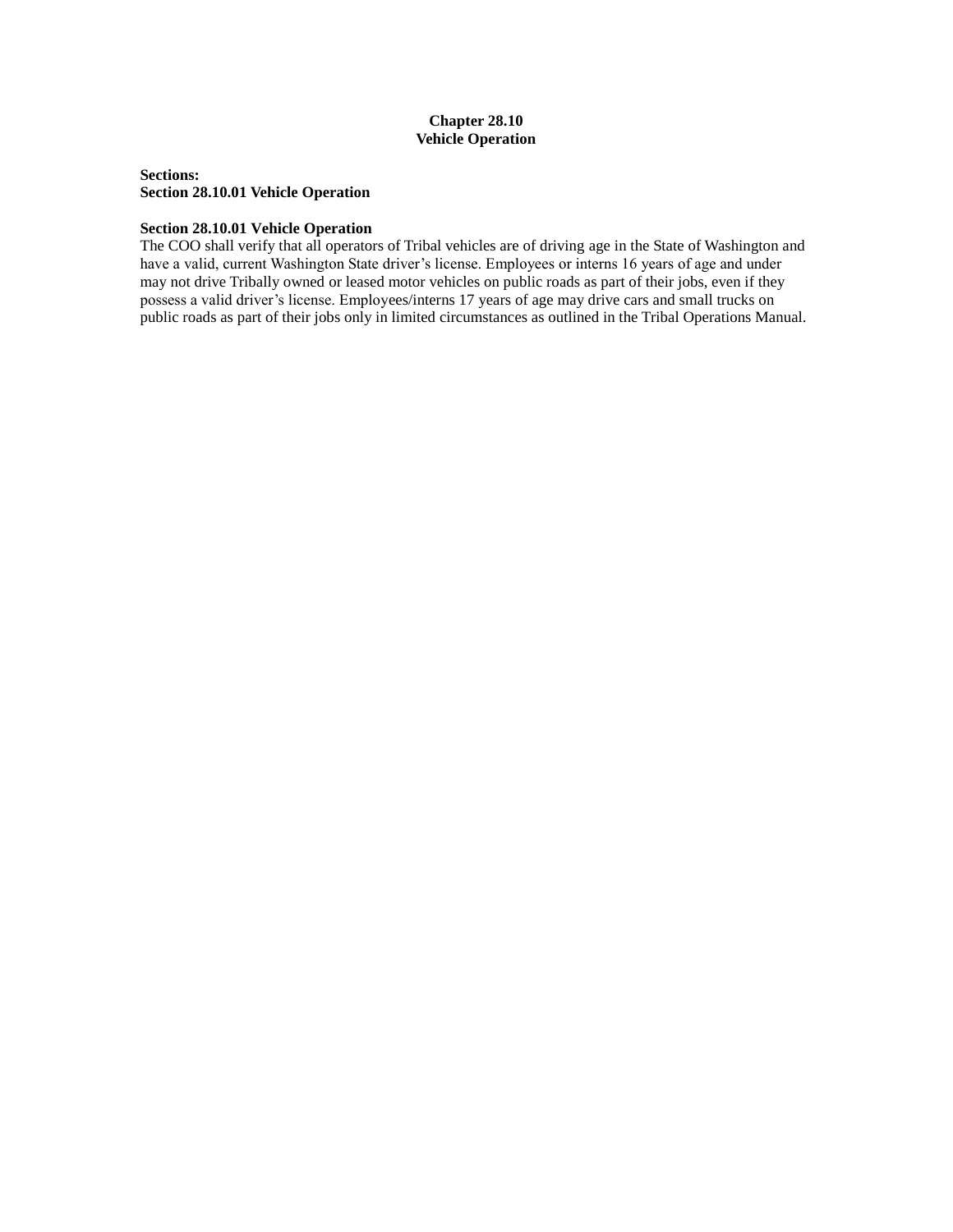# Chapter 28.10
# Vehicle Operation

**Sections:**
**Section 28.10.01 Vehicle Operation**

### Section 28.10.01 Vehicle Operation

The COO shall verify that all operators of Tribal vehicles are of driving age in the State of Washington and have a valid, current Washington State driver's license. Employees or interns 16 years of age and under may not drive Tribally owned or leased motor vehicles on public roads as part of their jobs, even if they possess a valid driver's license. Employees/interns 17 years of age may drive cars and small trucks on public roads as part of their jobs only in limited circumstances as outlined in the Tribal Operations Manual.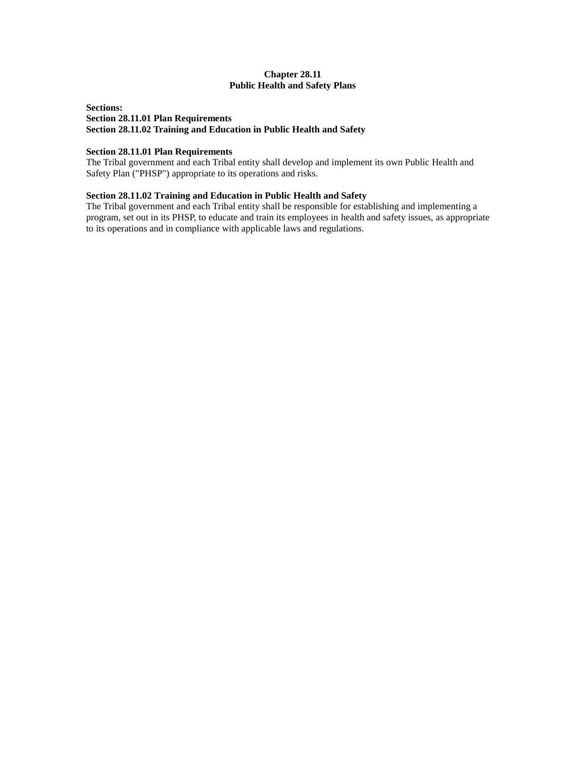# Chapter 28.11
# Public Health and Safety Plans

**Sections:**
**Section 28.11.01 Plan Requirements**
**Section 28.11.02 Training and Education in Public Health and Safety**

### Section 28.11.01 Plan Requirements

The Tribal government and each Tribal entity shall develop and implement its own Public Health and Safety Plan ("PHSP") appropriate to its operations and risks.

### Section 28.11.02 Training and Education in Public Health and Safety

The Tribal government and each Tribal entity shall be responsible for establishing and implementing a program, set out in its PHSP, to educate and train its employees in health and safety issues, as appropriate to its operations and in compliance with applicable laws and regulations.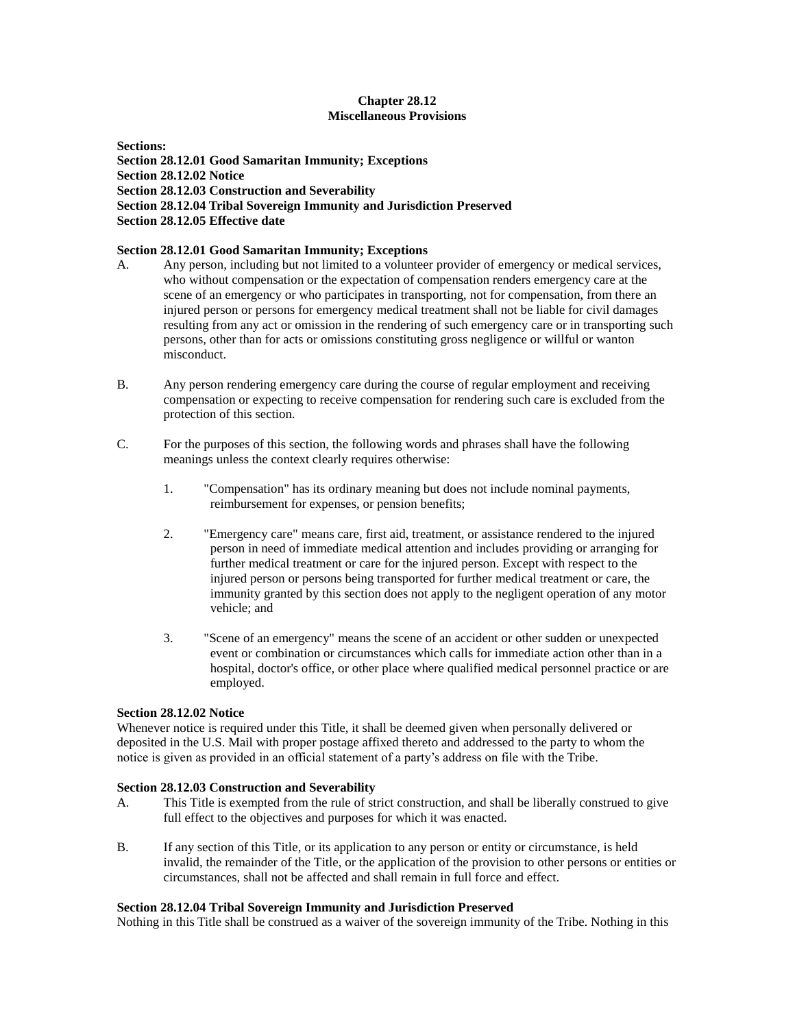# Chapter 28.12
# Miscellaneous Provisions

**Sections:**
**Section 28.12.01 Good Samaritan Immunity; Exceptions**
**Section 28.12.02 Notice**
**Section 28.12.03 Construction and Severability**
**Section 28.12.04 Tribal Sovereign Immunity and Jurisdiction Preserved**
**Section 28.12.05 Effective date**

**Section 28.12.01 Good Samaritan Immunity; Exceptions**

A. Any person, including but not limited to a volunteer provider of emergency or medical services, who without compensation or the expectation of compensation renders emergency care at the scene of an emergency or who participates in transporting, not for compensation, from there an injured person or persons for emergency medical treatment shall not be liable for civil damages resulting from any act or omission in the rendering of such emergency care or in transporting such persons, other than for acts or omissions constituting gross negligence or willful or wanton misconduct.

B. Any person rendering emergency care during the course of regular employment and receiving compensation or expecting to receive compensation for rendering such care is excluded from the protection of this section.

C. For the purposes of this section, the following words and phrases shall have the following meanings unless the context clearly requires otherwise:

1. "Compensation" has its ordinary meaning but does not include nominal payments, reimbursement for expenses, or pension benefits;

2. "Emergency care" means care, first aid, treatment, or assistance rendered to the injured person in need of immediate medical attention and includes providing or arranging for further medical treatment or care for the injured person. Except with respect to the injured person or persons being transported for further medical treatment or care, the immunity granted by this section does not apply to the negligent operation of any motor vehicle; and

3. "Scene of an emergency" means the scene of an accident or other sudden or unexpected event or combination or circumstances which calls for immediate action other than in a hospital, doctor's office, or other place where qualified medical personnel practice or are employed.

**Section 28.12.02 Notice**

Whenever notice is required under this Title, it shall be deemed given when personally delivered or deposited in the U.S. Mail with proper postage affixed thereto and addressed to the party to whom the notice is given as provided in an official statement of a party's address on file with the Tribe.

**Section 28.12.03 Construction and Severability**

A. This Title is exempted from the rule of strict construction, and shall be liberally construed to give full effect to the objectives and purposes for which it was enacted.

B. If any section of this Title, or its application to any person or entity or circumstance, is held invalid, the remainder of the Title, or the application of the provision to other persons or entities or circumstances, shall not be affected and shall remain in full force and effect.

**Section 28.12.04 Tribal Sovereign Immunity and Jurisdiction Preserved**

Nothing in this Title shall be construed as a waiver of the sovereign immunity of the Tribe. Nothing in this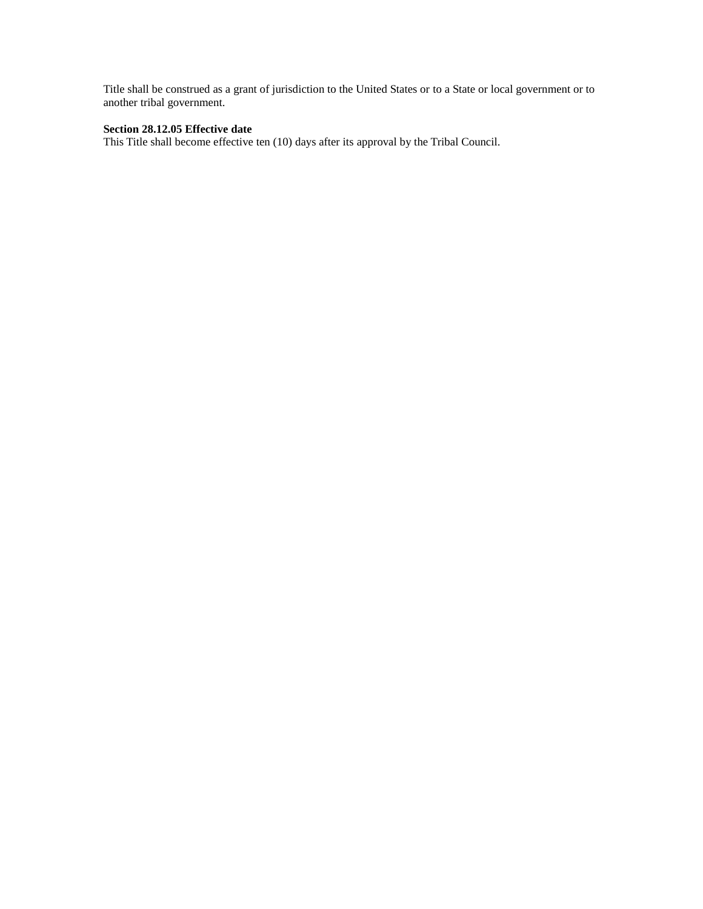Title shall be construed as a grant of jurisdiction to the United States or to a State or local government or to another tribal government.

**Section 28.12.05 Effective date**
This Title shall become effective ten (10) days after its approval by the Tribal Council.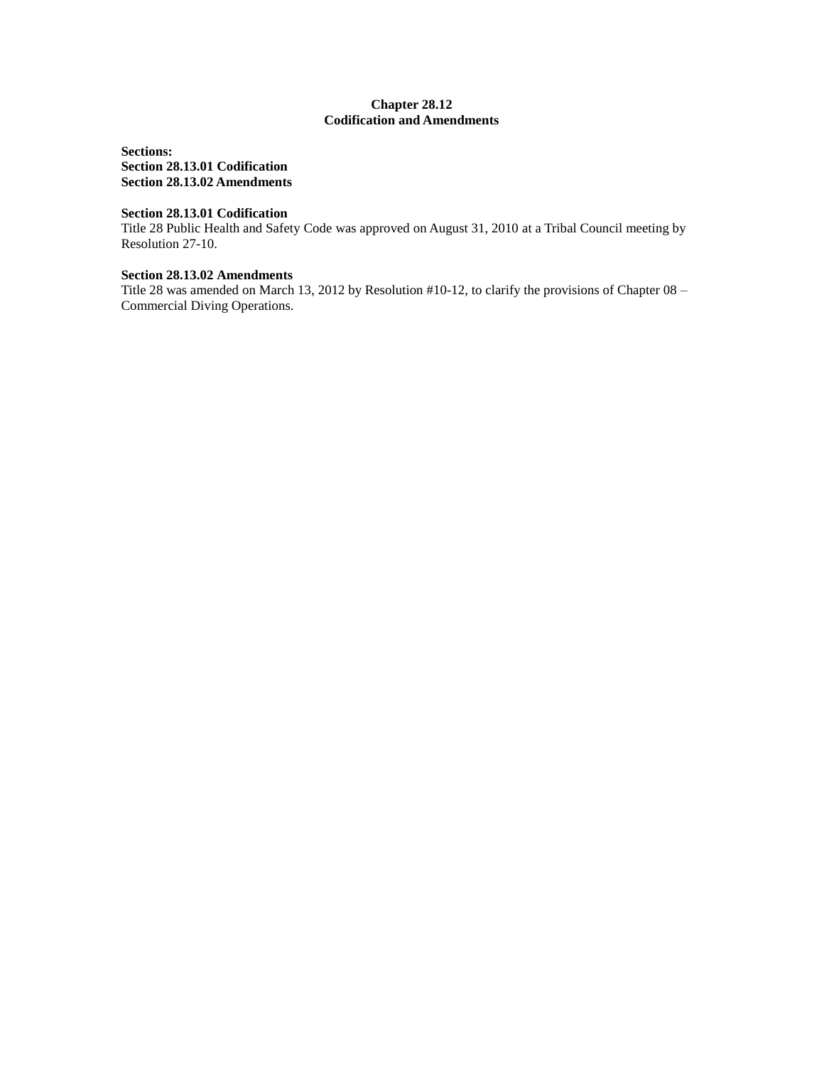# Chapter 28.12
# Codification and Amendments

**Sections:**
**Section 28.13.01 Codification**
**Section 28.13.02 Amendments**

### Section 28.13.01 Codification

Title 28 Public Health and Safety Code was approved on August 31, 2010 at a Tribal Council meeting by Resolution 27-10.

### Section 28.13.02 Amendments

Title 28 was amended on March 13, 2012 by Resolution #10-12, to clarify the provisions of Chapter 08 – Commercial Diving Operations.